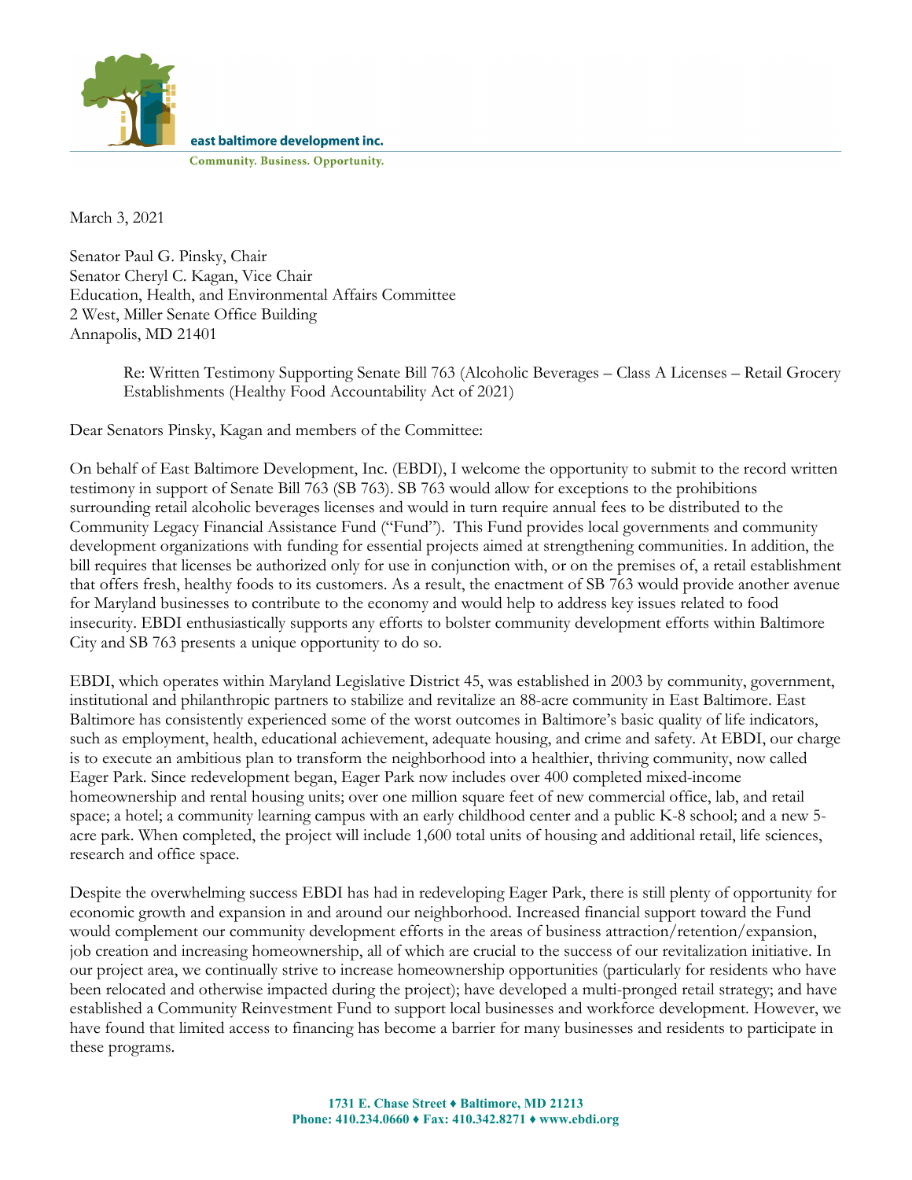east baltimore development inc.

Community. Business. Opportunity.

March 3, 2021

Senator Paul G. Pinsky, Chair
Senator Cheryl C. Kagan, Vice Chair
Education, Health, and Environmental Affairs Committee
2 West, Miller Senate Office Building
Annapolis, MD 21401

Re: Written Testimony Supporting Senate Bill 763 (Alcoholic Beverages – Class A Licenses – Retail Grocery Establishments (Healthy Food Accountability Act of 2021)

Dear Senators Pinsky, Kagan and members of the Committee:

On behalf of East Baltimore Development, Inc. (EBDI), I welcome the opportunity to submit to the record written testimony in support of Senate Bill 763 (SB 763). SB 763 would allow for exceptions to the prohibitions surrounding retail alcoholic beverages licenses and would in turn require annual fees to be distributed to the Community Legacy Financial Assistance Fund ("Fund"). This Fund provides local governments and community development organizations with funding for essential projects aimed at strengthening communities. In addition, the bill requires that licenses be authorized only for use in conjunction with, or on the premises of, a retail establishment that offers fresh, healthy foods to its customers. As a result, the enactment of SB 763 would provide another avenue for Maryland businesses to contribute to the economy and would help to address key issues related to food insecurity. EBDI enthusiastically supports any efforts to bolster community development efforts within Baltimore City and SB 763 presents a unique opportunity to do so.

EBDI, which operates within Maryland Legislative District 45, was established in 2003 by community, government, institutional and philanthropic partners to stabilize and revitalize an 88-acre community in East Baltimore. East Baltimore has consistently experienced some of the worst outcomes in Baltimore's basic quality of life indicators, such as employment, health, educational achievement, adequate housing, and crime and safety. At EBDI, our charge is to execute an ambitious plan to transform the neighborhood into a healthier, thriving community, now called Eager Park. Since redevelopment began, Eager Park now includes over 400 completed mixed-income homeownership and rental housing units; over one million square feet of new commercial office, lab, and retail space; a hotel; a community learning campus with an early childhood center and a public K-8 school; and a new 5-acre park. When completed, the project will include 1,600 total units of housing and additional retail, life sciences, research and office space.

Despite the overwhelming success EBDI has had in redeveloping Eager Park, there is still plenty of opportunity for economic growth and expansion in and around our neighborhood. Increased financial support toward the Fund would complement our community development efforts in the areas of business attraction/retention/expansion, job creation and increasing homeownership, all of which are crucial to the success of our revitalization initiative. In our project area, we continually strive to increase homeownership opportunities (particularly for residents who have been relocated and otherwise impacted during the project); have developed a multi-pronged retail strategy; and have established a Community Reinvestment Fund to support local businesses and workforce development. However, we have found that limited access to financing has become a barrier for many businesses and residents to participate in these programs.

**1731 E. Chase Street ♦ Baltimore, MD 21213**
**Phone: 410.234.0660 ♦ Fax: 410.342.8271 ♦ www.ebdi.org**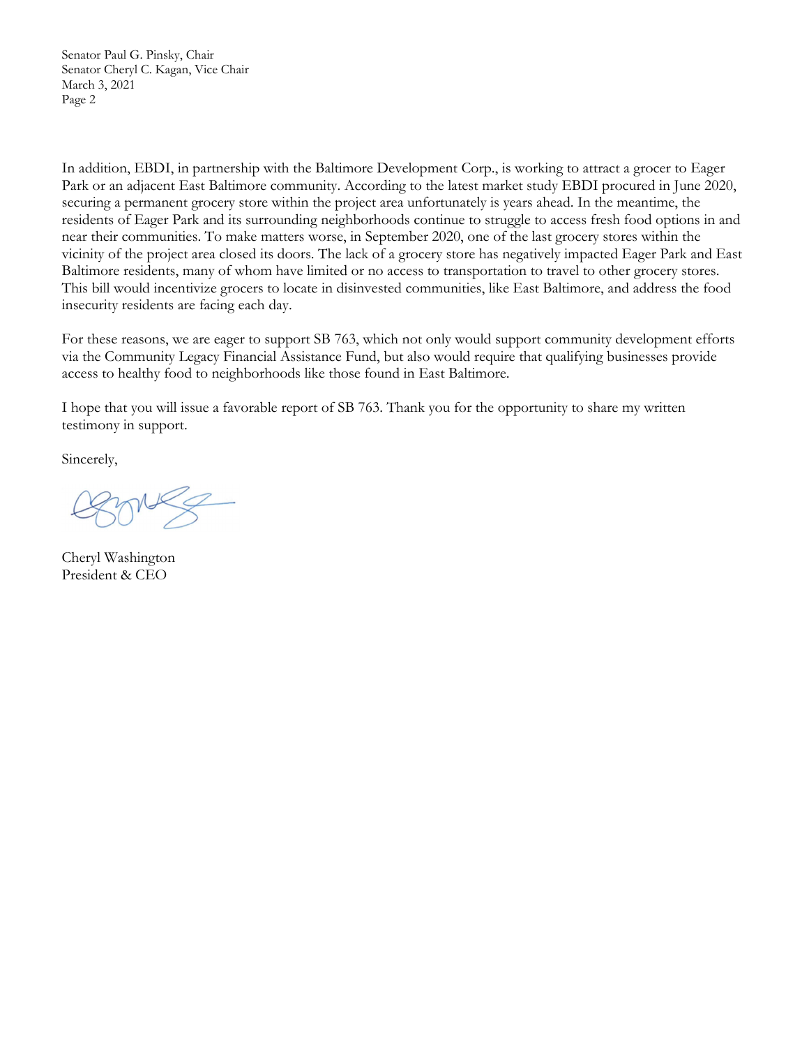In addition, EBDI, in partnership with the Baltimore Development Corp., is working to attract a grocer to Eager Park or an adjacent East Baltimore community. According to the latest market study EBDI procured in June 2020, securing a permanent grocery store within the project area unfortunately is years ahead. In the meantime, the residents of Eager Park and its surrounding neighborhoods continue to struggle to access fresh food options in and near their communities. To make matters worse, in September 2020, one of the last grocery stores within the vicinity of the project area closed its doors. The lack of a grocery store has negatively impacted Eager Park and East Baltimore residents, many of whom have limited or no access to transportation to travel to other grocery stores. This bill would incentivize grocers to locate in disinvested communities, like East Baltimore, and address the food insecurity residents are facing each day.

For these reasons, we are eager to support SB 763, which not only would support community development efforts via the Community Legacy Financial Assistance Fund, but also would require that qualifying businesses provide access to healthy food to neighborhoods like those found in East Baltimore.

I hope that you will issue a favorable report of SB 763. Thank you for the opportunity to share my written testimony in support.

Sincerely,

Cheryl Washington
President & CEO